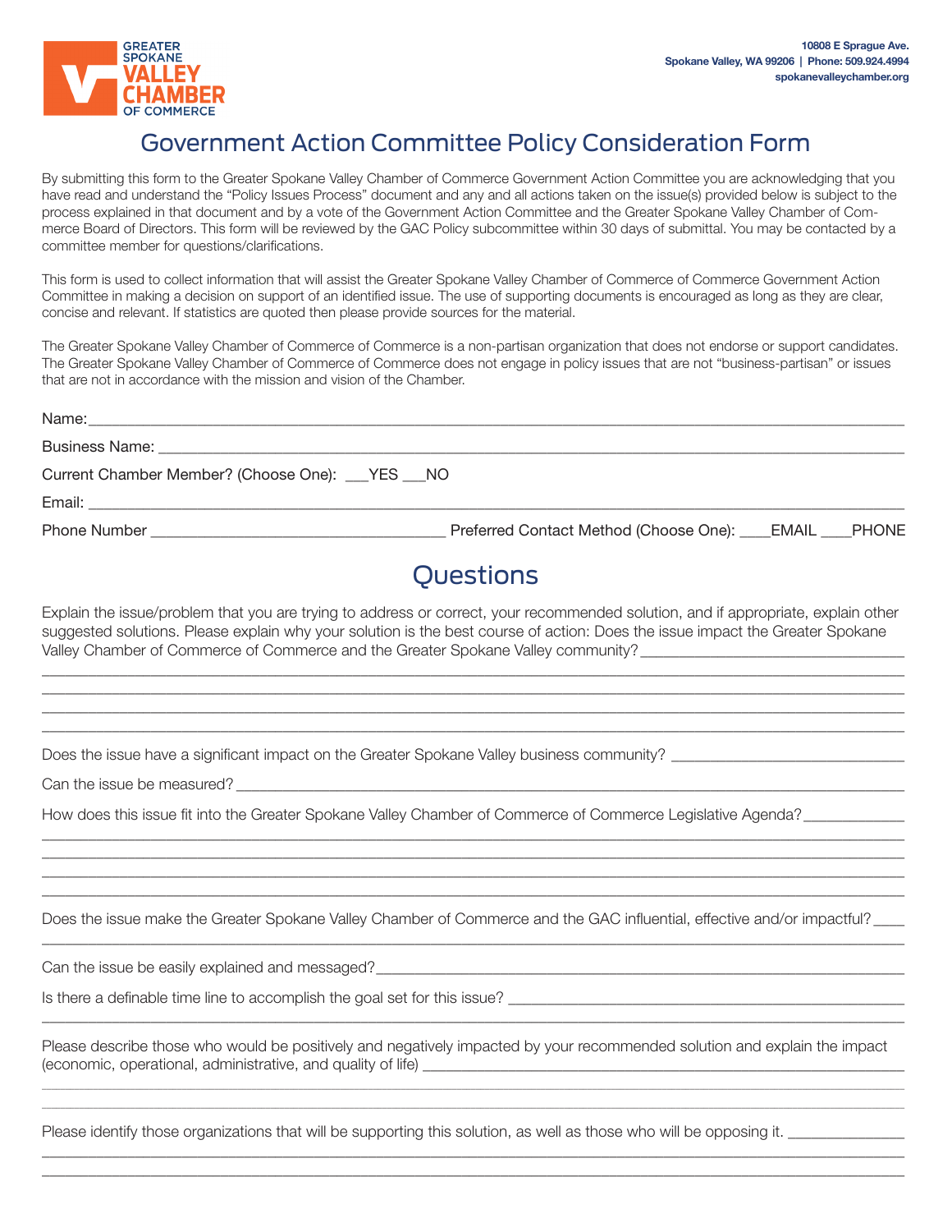GREATER SPOKANE VALLEY CHAMBER OF COMMERCE

10808 E Sprague Ave.
Spokane Valley, WA 99206 | Phone: 509.924.4994
spokanevalleychamber.org

# Government Action Committee Policy Consideration Form

By submitting this form to the Greater Spokane Valley Chamber of Commerce Government Action Committee you are acknowledging that you have read and understand the "Policy Issues Process" document and any and all actions taken on the issue(s) provided below is subject to the process explained in that document and by a vote of the Government Action Committee and the Greater Spokane Valley Chamber of Commerce Board of Directors. This form will be reviewed by the GAC Policy subcommittee within 30 days of submittal. You may be contacted by a committee member for questions/clarifications.

This form is used to collect information that will assist the Greater Spokane Valley Chamber of Commerce of Commerce Government Action Committee in making a decision on support of an identified issue. The use of supporting documents is encouraged as long as they are clear, concise and relevant. If statistics are quoted then please provide sources for the material.

The Greater Spokane Valley Chamber of Commerce of Commerce is a non-partisan organization that does not endorse or support candidates. The Greater Spokane Valley Chamber of Commerce of Commerce does not engage in policy issues that are not "business-partisan" or issues that are not in accordance with the mission and vision of the Chamber.

Name: ______________________________________________

Business Name: ______________________________________________

Current Chamber Member? (Choose One): ___YES ___NO

Email: ______________________________________________

Phone Number ______________________ Preferred Contact Method (Choose One): ____EMAIL ____PHONE

## Questions

Explain the issue/problem that you are trying to address or correct, your recommended solution, and if appropriate, explain other suggested solutions. Please explain why your solution is the best course of action: Does the issue impact the Greater Spokane Valley Chamber of Commerce of Commerce and the Greater Spokane Valley community? ______________________________________________

______________________________________________

______________________________________________

______________________________________________

Does the issue have a significant impact on the Greater Spokane Valley business community? ______________________

Can the issue be measured? ______________________________________________

How does this issue fit into the Greater Spokane Valley Chamber of Commerce of Commerce Legislative Agenda? ____________

______________________________________________

______________________________________________

______________________________________________

______________________________________________

Does the issue make the Greater Spokane Valley Chamber of Commerce and the GAC influential, effective and/or impactful? ____

______________________________________________

Can the issue be easily explained and messaged? ______________________________________________

Is there a definable time line to accomplish the goal set for this issue? ______________________________________________

______________________________________________

Please describe those who would be positively and negatively impacted by your recommended solution and explain the impact (economic, operational, administrative, and quality of life) ______________________________________________

______________________________________________

______________________________________________

Please identify those organizations that will be supporting this solution, as well as those who will be opposing it. ______________

______________________________________________

______________________________________________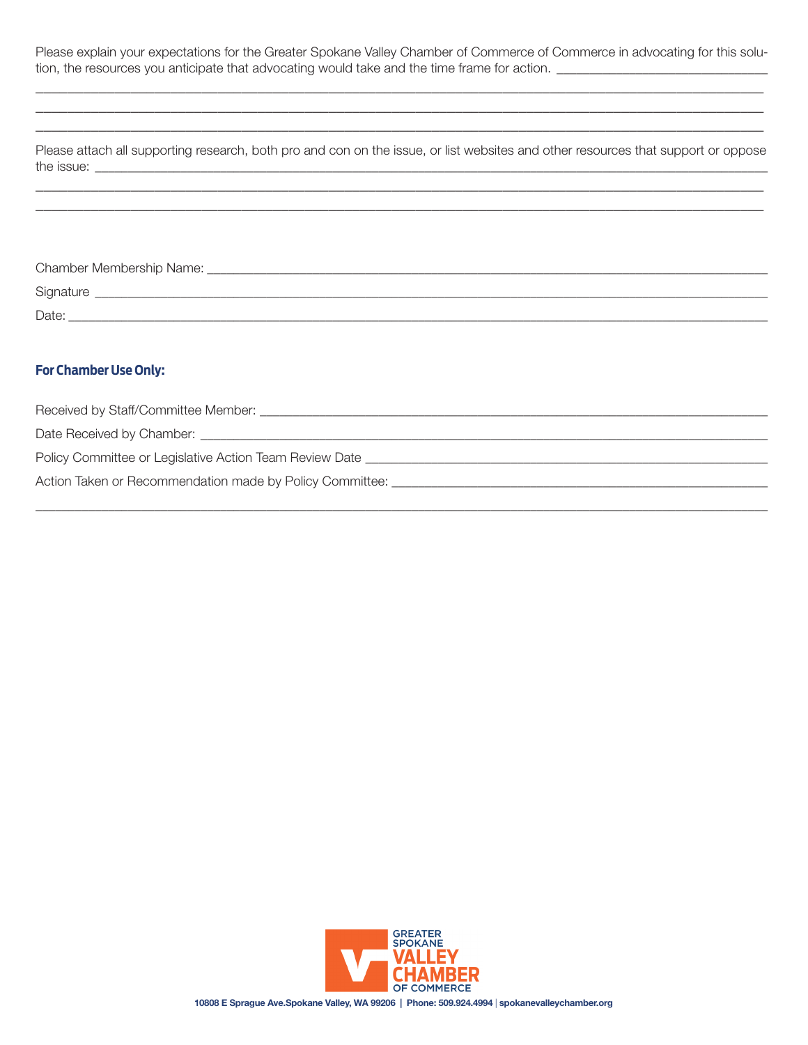Please explain your expectations for the Greater Spokane Valley Chamber of Commerce of Commerce in advocating for this solution, the resources you anticipate that advocating would take and the time frame for action. ______________________________

_____________________________________________________________________________________________

_____________________________________________________________________________________________

_____________________________________________________________________________________________

Please attach all supporting research, both pro and con on the issue, or list websites and other resources that support or oppose the issue: _____________________________________________________________________________

_____________________________________________________________________________________________

_____________________________________________________________________________________________

Chamber Membership Name: ___________________________________________________________________

Signature ______________________________________________________________________________

Date: _________________________________________________________________________________

**For Chamber Use Only:**

Received by Staff/Committee Member: ___________________________________________________________

Date Received by Chamber: __________________________________________________________________

Policy Committee or Legislative Action Team Review Date ____________________________________________

Action Taken or Recommendation made by Policy Committee: _________________________________________

_____________________________________________________________________________________________

GREATER SPOKANE VALLEY CHAMBER OF COMMERCE

10808 E Sprague Ave.Spokane Valley, WA 99206 | Phone: 509.924.4994 | spokanevalleychamber.org